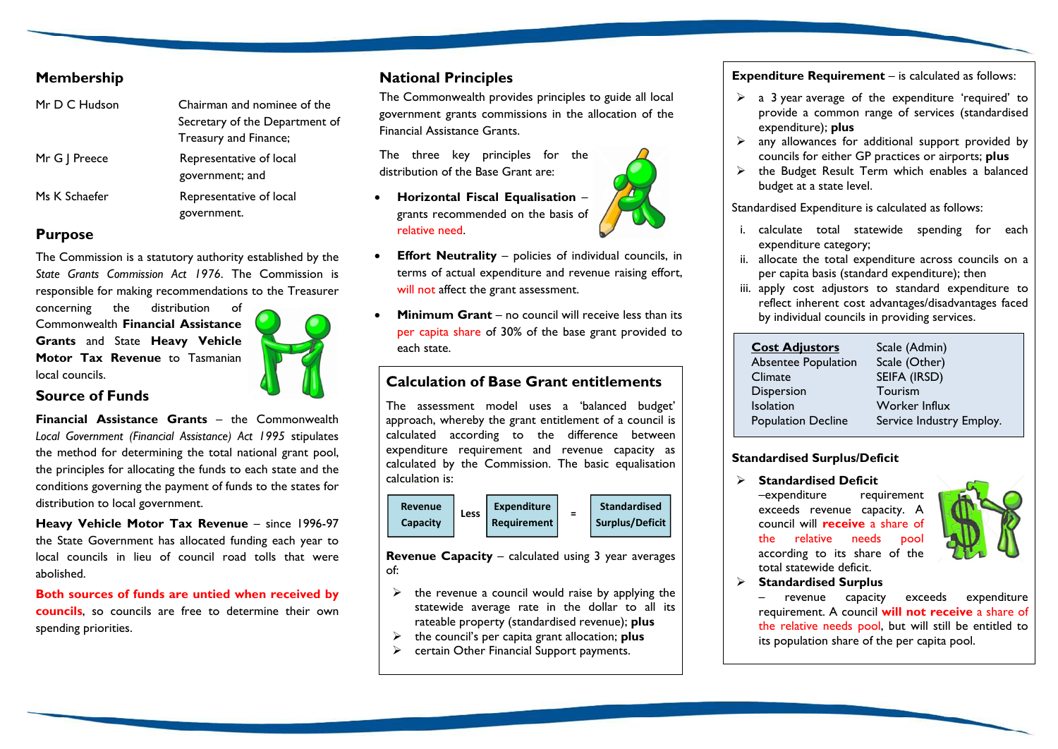## Membership

| | |
|---|---|
| Mr D C Hudson | Chairman and nominee of the Secretary of the Department of Treasury and Finance; |
| Mr G J Preece | Representative of local government; and |
| Ms K Schaefer | Representative of local government. |

## Purpose

The Commission is a statutory authority established by the *State Grants Commission Act 1976*. The Commission is responsible for making recommendations to the Treasurer concerning the distribution of Commonwealth **Financial Assistance Grants** and State **Heavy Vehicle Motor Tax Revenue** to Tasmanian local councils.

## Source of Funds

**Financial Assistance Grants** – the Commonwealth *Local Government (Financial Assistance) Act 1995* stipulates the method for determining the total national grant pool, the principles for allocating the funds to each state and the conditions governing the payment of funds to the states for distribution to local government.

**Heavy Vehicle Motor Tax Revenue** – since 1996-97 the State Government has allocated funding each year to local councils in lieu of council road tolls that were abolished.

**Both sources of funds are untied when received by councils**, so councils are free to determine their own spending priorities.

## National Principles

The Commonwealth provides principles to guide all local government grants commissions in the allocation of the Financial Assistance Grants.

The three key principles for the distribution of the Base Grant are:

- **Horizontal Fiscal Equalisation** – grants recommended on the basis of relative need.
- **Effort Neutrality** – policies of individual councils, in terms of actual expenditure and revenue raising effort, will not affect the grant assessment.
- **Minimum Grant** – no council will receive less than its per capita share of 30% of the base grant provided to each state.

### Calculation of Base Grant entitlements

The assessment model uses a 'balanced budget' approach, whereby the grant entitlement of a council is calculated according to the difference between expenditure requirement and revenue capacity as calculated by the Commission. The basic equalisation calculation is:

| Revenue Capacity | Less | Expenditure Requirement | = | Standardised Surplus/Deficit |
|---|---|---|---|---|

**Revenue Capacity** – calculated using 3 year averages of:

- the revenue a council would raise by applying the statewide average rate in the dollar to all its rateable property (standardised revenue); **plus**
- the council's per capita grant allocation; **plus**
- certain Other Financial Support payments.

**Expenditure Requirement** – is calculated as follows:

- a 3 year average of the expenditure 'required' to provide a common range of services (standardised expenditure); **plus**
- any allowances for additional support provided by councils for either GP practices or airports; **plus**
- the Budget Result Term which enables a balanced budget at a state level.

Standardised Expenditure is calculated as follows:

i. calculate total statewide spending for each expenditure category;
ii. allocate the total expenditure across councils on a per capita basis (standard expenditure); then
iii. apply cost adjustors to standard expenditure to reflect inherent cost advantages/disadvantages faced by individual councils in providing services.

| **Cost Adjustors** | |
|---|---|
| Absentee Population | Scale (Admin) |
| Climate | Scale (Other) |
| Dispersion | SEIFA (IRSD) |
| Isolation | Tourism |
| Population Decline | Worker Influx |
| | Service Industry Employ. |

### Standardised Surplus/Deficit

- **Standardised Deficit** –expenditure requirement exceeds revenue capacity. A council will **receive** a share of the relative needs pool according to its share of the total statewide deficit.
- **Standardised Surplus** – revenue capacity exceeds expenditure requirement. A council **will not receive** a share of the relative needs pool, but will still be entitled to its population share of the per capita pool.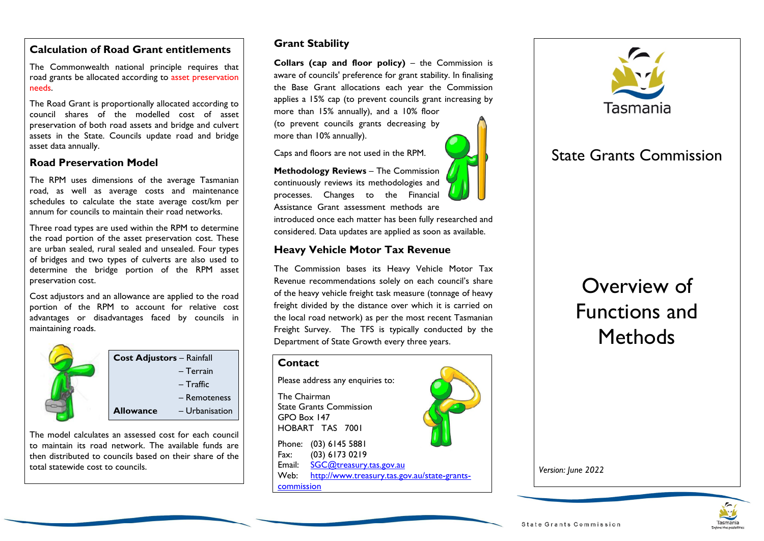## Calculation of Road Grant entitlements

The Commonwealth national principle requires that road grants be allocated according to asset preservation needs.

The Road Grant is proportionally allocated according to council shares of the modelled cost of asset preservation of both road assets and bridge and culvert assets in the State. Councils update road and bridge asset data annually.

## Road Preservation Model

The RPM uses dimensions of the average Tasmanian road, as well as average costs and maintenance schedules to calculate the state average cost/km per annum for councils to maintain their road networks.

Three road types are used within the RPM to determine the road portion of the asset preservation cost. These are urban sealed, rural sealed and unsealed. Four types of bridges and two types of culverts are also used to determine the bridge portion of the RPM asset preservation cost.

Cost adjustors and an allowance are applied to the road portion of the RPM to account for relative cost advantages or disadvantages faced by councils in maintaining roads.

| | |
|---|---|
| **Cost Adjustors** | – Rainfall |
| | – Terrain |
| | – Traffic |
| | – Remoteness |
| **Allowance** | – Urbanisation |

The model calculates an assessed cost for each council to maintain its road network. The available funds are then distributed to councils based on their share of the total statewide cost to councils.

## Grant Stability

**Collars (cap and floor policy)** – the Commission is aware of councils' preference for grant stability. In finalising the Base Grant allocations each year the Commission applies a 15% cap (to prevent councils grant increasing by more than 15% annually), and a 10% floor (to prevent councils grants decreasing by more than 10% annually).

Caps and floors are not used in the RPM.

**Methodology Reviews** – The Commission continuously reviews its methodologies and processes. Changes to the Financial Assistance Grant assessment methods are introduced once each matter has been fully researched and considered. Data updates are applied as soon as available.

## Heavy Vehicle Motor Tax Revenue

The Commission bases its Heavy Vehicle Motor Tax Revenue recommendations solely on each council's share of the heavy vehicle freight task measure (tonnage of heavy freight divided by the distance over which it is carried on the local road network) as per the most recent Tasmanian Freight Survey. The TFS is typically conducted by the Department of State Growth every three years.

## Contact

Please address any enquiries to:

The Chairman
State Grants Commission
GPO Box 147
HOBART TAS 7001

Phone: (03) 6145 5881
Fax: (03) 6173 0219
Email: SGC@treasury.tas.gov.au
Web: http://www.treasury.tas.gov.au/state-grants-commission

Tasmania

# State Grants Commission

# Overview of Functions and Methods

*Version: June 2022*